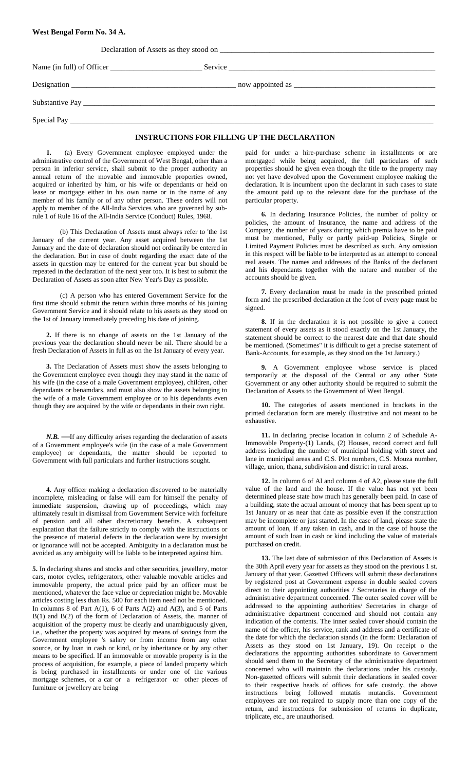**West Bengal Form No. 34 A.**

Declaration of Assets as they stood on \_\_\_\_\_\_\_\_\_\_\_\_\_\_\_\_\_\_\_\_\_\_\_\_\_\_\_\_\_\_\_\_\_\_\_\_\_\_\_\_\_\_\_\_\_\_\_\_\_\_\_\_\_\_\_\_

Name (in full) of Officer \_\_\_\_\_\_\_\_\_\_\_\_\_\_\_\_\_\_\_\_\_\_\_\_ Service \_\_\_\_\_\_\_\_\_\_\_\_\_\_\_\_\_\_\_\_\_\_\_\_\_\_\_\_\_\_\_\_\_\_\_\_\_\_\_\_\_\_\_\_\_\_\_\_\_\_\_\_\_\_

Designation \_\_\_\_\_\_\_\_\_\_\_\_\_\_\_\_\_\_\_\_\_\_\_\_\_\_\_\_\_\_\_\_\_\_\_\_\_\_\_\_\_\_\_ now appointed as \_\_\_\_\_\_\_\_\_\_\_\_\_\_\_\_\_\_\_\_\_\_\_\_\_\_\_\_\_\_\_\_\_\_\_\_

Substantive Pay \_\_\_\_\_\_\_\_\_\_\_\_\_\_\_\_\_\_\_\_\_\_\_\_\_\_\_\_\_\_\_\_\_\_\_\_\_\_\_\_\_\_\_\_\_\_\_\_\_\_\_\_\_\_\_\_\_\_\_\_\_\_\_\_\_\_\_\_\_\_\_\_\_\_\_\_\_\_\_\_\_\_\_\_\_\_\_\_\_\_\_\_\_

Special Pay \_\_\_\_\_\_\_\_\_\_\_\_\_\_\_\_\_\_\_\_\_\_\_\_\_\_\_\_\_\_\_\_\_\_\_\_\_\_\_\_\_\_\_\_\_\_\_\_\_\_\_\_\_\_\_\_\_\_\_\_\_\_\_\_\_\_\_\_\_\_\_\_\_\_\_\_\_\_\_\_\_\_\_\_\_\_\_\_\_\_\_\_\_\_\_

## INSTRUCTIONS FOR FILLING UP THE DECLARATION

**1.** (a) Every Government employee employed under the administrative control of the Government of West Bengal, other than a person in inferior service, shall submit to the proper authority an annual return of the movable and immovable properties owned, acquired or inherited by him, or his wife or dependants or held on lease or mortgage either in his own name or in the name of any member of his family or of any other person. These orders will not apply to member of the All-India Services who are governed by sub-rule 1 of Rule 16 of the All-India Service (Conduct) Rules, 1968.

(b) This Declaration of Assets must always refer to 'the 1st January of the current year. Any asset acquired between the 1st January and the date of declaration should not ordinarily be entered in the declaration. But in case of doubt regarding the exact date of the assets in question may be entered for the current year but should be repeated in the declaration of the next year too. It is best to submit the Declaration of Assets as soon after New Year's Day as possible.

(c) A person who has entered Government Service for the first time should submit the return within three months of his joining Government Service and it should relate to his assets as they stood on the 1st of January immediately preceding his date of joining.

**2.** If there is no change of assets on the 1st January of the previous year the declaration should never be nil. There should be a fresh Declaration of Assets in full as on the 1st January of every year.

**3.** The Declaration of Assets must show the assets belonging to the Government employee even though they may stand in the name of his wife (in the case of a male Government employee), children, other dependants or benamdars, and must also show the assets belonging to the wife of a male Government employee or to his dependants even though they are acquired by the wife or dependants in their own right.

***N.B.*** **—**If any difficulty arises regarding the declaration of assets of a Government employee's wife (in the case of a male Government employee) or dependants, the matter should be reported to Government with full particulars and further instructions sought.

**4.** Any officer making a declaration discovered to be materially incomplete, misleading or false will earn for himself the penalty of immediate suspension, drawing up of proceedings, which may ultimately result in dismissal from Government Service with forfeiture of pension and all other discretionary benefits. A subsequent explanation that the failure strictly to comply with the instructions or the presence of material defects in the declaration were by oversight or ignorance will not be accepted. Ambiguity in a declaration must be avoided as any ambiguity will be liable to be interpreted against him.

**5.** In declaring shares and stocks and other securities, jewellery, motor cars, motor cycles, refrigerators, other valuable movable articles and immovable property, the actual price paid by an officer must be mentioned, whatever the face value or depreciation might be. Movable articles costing less than Rs. 500 for each item need not be mentioned. In columns 8 of Part A(1), 6 of Parts A(2) and A(3), and 5 of Parts B(1) and B(2) of the form of Declaration of Assets, the. manner of acquisition of the property must be clearly and unambiguously given, i.e., whether the property was acquired by means of savings from the Government employee 's salary or from income from any other source, or by loan in cash or kind, or by inheritance or by any other means to be specified. If an immovable or movable property is in the process of acquisition, for example, a piece of landed property which is being purchased in installments or under one of the various mortgage schemes, or a car or a refrigerator or other pieces of furniture or jewellery are being paid for under a hire-purchase scheme in installments or are mortgaged while being acquired, the full particulars of such properties should he given even though the title to the property may not yet have devolved upon the Government employee making the declaration. It is incumbent upon the declarant in such cases to state the amount paid up to the relevant date for the purchase of the particular property.

**6.** In declaring Insurance Policies, the number of policy or policies, the amount of Insurance, the name and address of the Company, the number of years during which premia have to be paid must be mentioned, Fully or partly paid-up Policies, Single or Limited Payment Policies must be described as such. Any omission in this respect will be liable to be interpreted as an attempt to conceal real assets. The names and addresses of the Banks of the declarant and his dependants together with the nature and number of the accounts should be given.

**7.** Every declaration must be made in the prescribed printed form and the prescribed declaration at the foot of every page must be signed.

**8.** If in the declaration it is not possible to give a correct statement of every assets as it stood exactly on the 1st January, the statement should be correct to the nearest date and that date should be mentioned. (Sometimes" it is difficult to get a precise statement of Bank-Accounts, for example, as they stood on the 1st January.)

**9.** A Government employee whose service is placed temporarily at the disposal of the Central or any other State Government or any other authority should be required to submit the Declaration of Assets to the Government of West Bengal.

**10.** The categories of assets mentioned in brackets in the printed declaration form are merely illustrative and not meant to be exhaustive.

**11.** In declaring precise location in column 2 of Schedule A-Immovable Property-(1) Lands, (2) Houses, record correct and full address including the number of municipal holding with street and lane in municipal areas and C.S. Plot numbers, C.S. Mouza number, village, union, thana, subdivision and district in rural areas.

**12.** In column 6 of Al and column 4 of A2, please state the full value of the land and the house. If the value has not yet been determined please state how much has generally been paid. In case of a building, state the actual amount of money that has been spent up to 1st January or as near that date as possible even if the construction may be incomplete or just started. In the case of land, please state the amount of loan, if any taken in cash, and in the case of house the amount of such loan in cash or kind including the value of materials purchased on credit.

**13.** The last date of submission of this Declaration of Assets is the 30th April every year for assets as they stood on the previous 1 st. January of that year. Gazetted Officers will submit these declarations by registered post at Government expense in double sealed covers direct to their appointing authorities / Secretaries in charge of the administrative department concerned. The outer sealed cover will be addressed to the appointing authorities/ Secretaries in charge of administrative department concerned and should not contain any indication of the contents. The inner sealed cover should contain the name of the officer, his service, rank and address and a certificate of the date for which the declaration stands (in the form: Declaration of Assets as they stood on 1st January, 19). On receipt o the declarations the appointing authorities subordinate to Government should send them to the Secretary of the administrative department concerned who will maintain the declarations under his custody. Non-gazetted officers will submit their declarations in sealed cover to their respective heads of offices for safe custody, the above instructions being followed mutatis mutandis. Government employees are not required to supply more than one copy of the return, and instructions for submission of returns in duplicate, triplicate, etc., are unauthorised.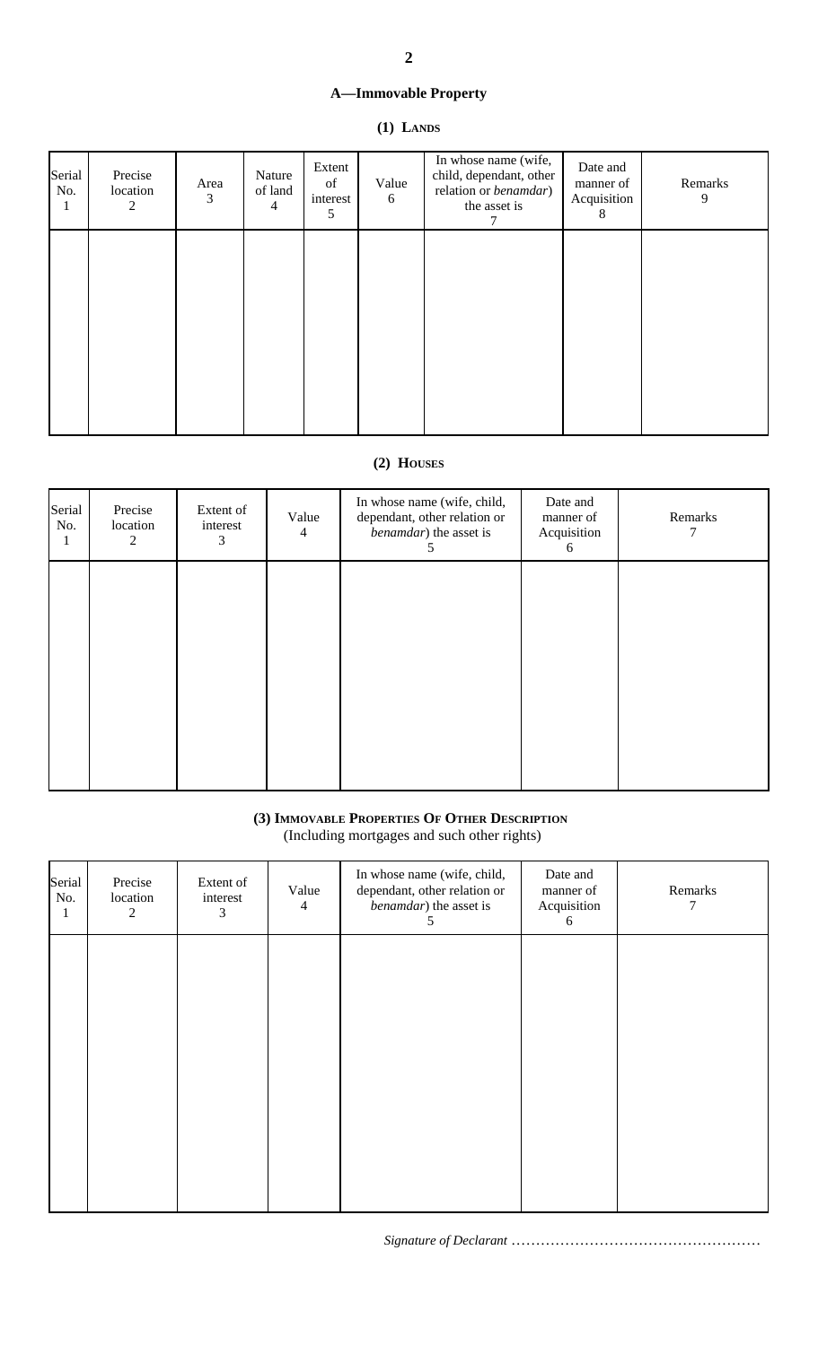## A—Immovable Property

### (1) Lands

| Serial No. 1 | Precise location 2 | Area 3 | Nature of land 4 | Extent of interest 5 | Value 6 | In whose name (wife, child, dependant, other relation or *benamdar*) the asset is 7 | Date and manner of Acquisition 8 | Remarks 9 |
|---|---|---|---|---|---|---|---|---|
| | | | | | | | | |

### (2) Houses

| Serial No. 1 | Precise location 2 | Extent of interest 3 | Value 4 | In whose name (wife, child, dependant, other relation or *benamdar*) the asset is 5 | Date and manner of Acquisition 6 | Remarks 7 |
|---|---|---|---|---|---|---|
| | | | | | | |

### (3) Immovable Properties Of Other Description

(Including mortgages and such other rights)

| Serial No. 1 | Precise location 2 | Extent of interest 3 | Value 4 | In whose name (wife, child, dependant, other relation or *benamdar*) the asset is 5 | Date and manner of Acquisition 6 | Remarks 7 |
|---|---|---|---|---|---|---|
| | | | | | | |

*Signature of Declarant* ……………………………………………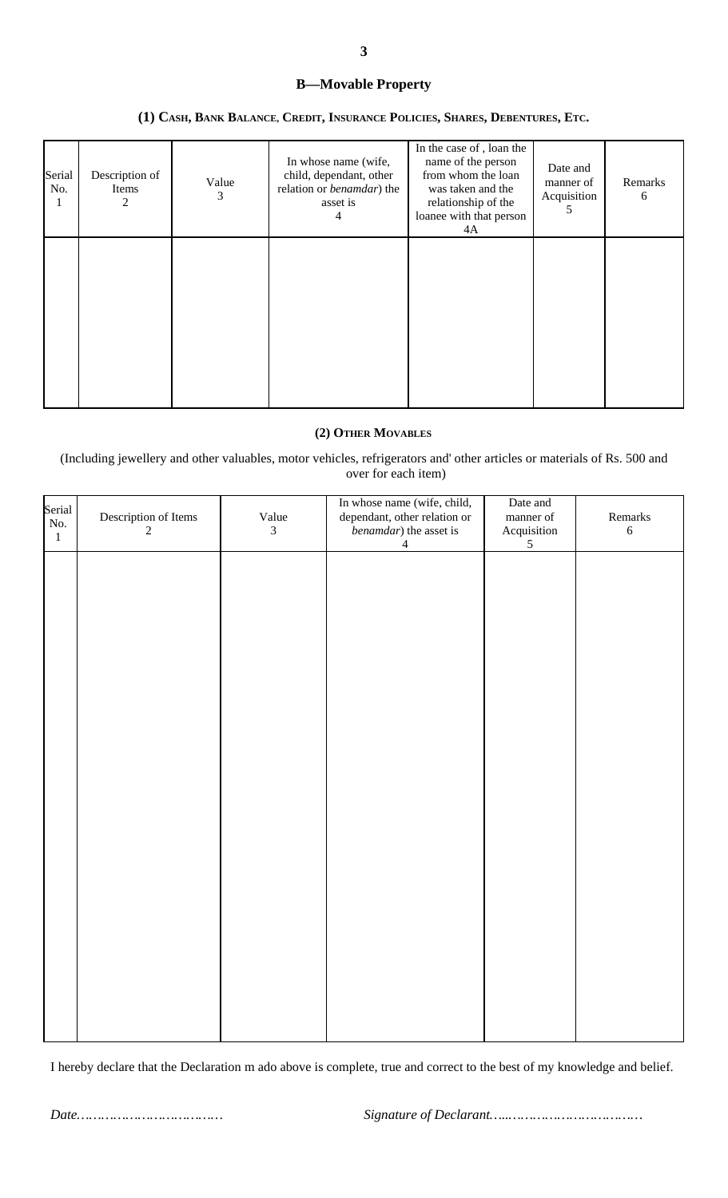## B—Movable Property

### (1) Cash, Bank Balance, Credit, Insurance Policies, Shares, Debentures, Etc.

| Serial No. 1 | Description of Items 2 | Value 3 | In whose name (wife, child, dependant, other relation or *benamdar*) the asset is 4 | In the case of , loan the name of the person from whom the loan was taken and the relationship of the loanee with that person 4A | Date and manner of Acquisition 5 | Remarks 6 |
|---|---|---|---|---|---|---|
| | | | | | | |

### (2) Other Movables

(Including jewellery and other valuables, motor vehicles, refrigerators and' other articles or materials of Rs. 500 and over for each item)

| Serial No. 1 | Description of Items 2 | Value 3 | In whose name (wife, child, dependant, other relation or *benamdar*) the asset is 4 | Date and manner of Acquisition 5 | Remarks 6 |
|---|---|---|---|---|---|
| | | | | | |

I hereby declare that the Declaration m ado above is complete, true and correct to the best of my knowledge and belief.

*Date……………………………* *Signature of Declarant…..……………………………*